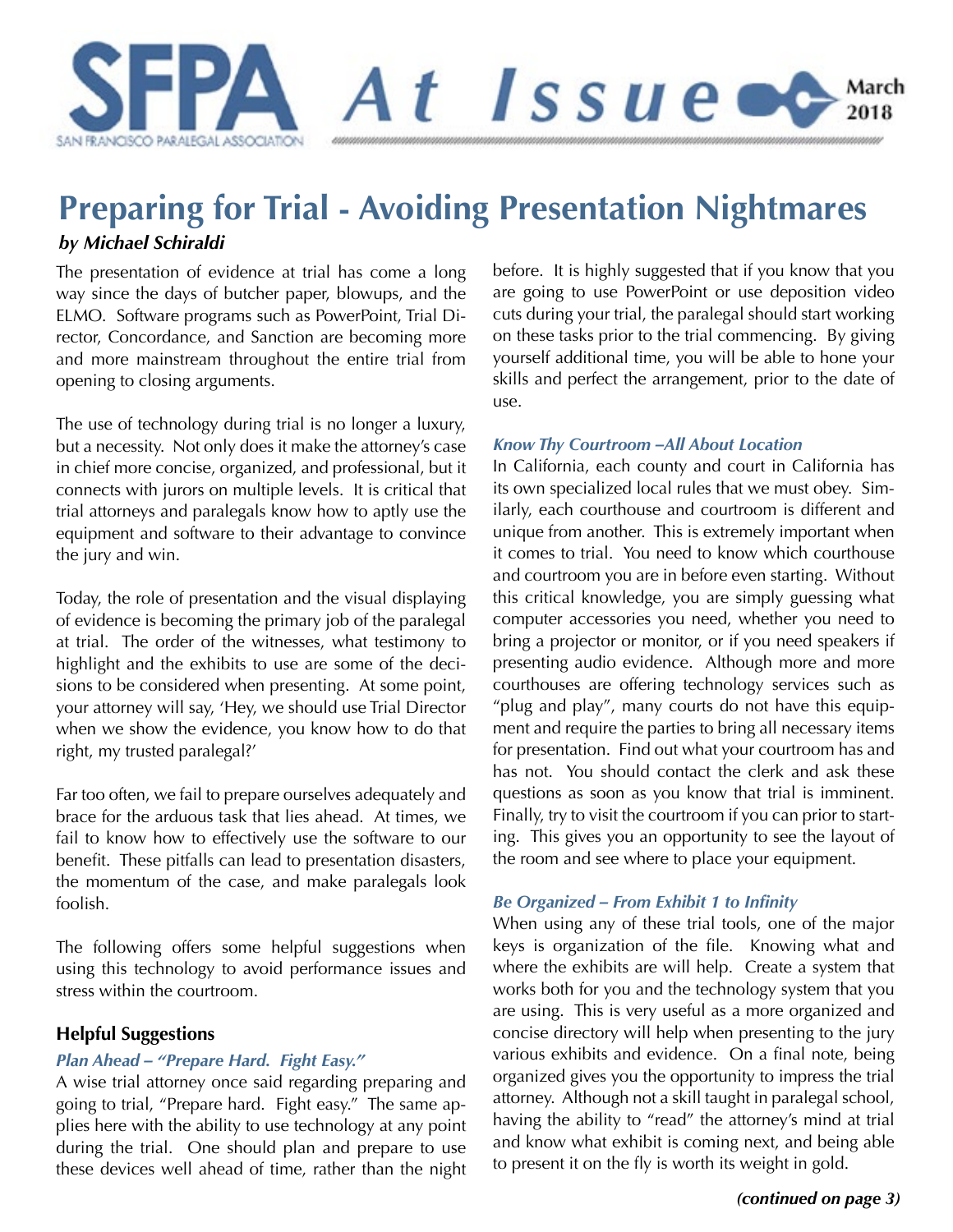# Preparing for Trial - Avoiding Presentation Nightmares

***by Michael Schiraldi***

The presentation of evidence at trial has come a long way since the days of butcher paper, blowups, and the ELMO. Software programs such as PowerPoint, Trial Director, Concordance, and Sanction are becoming more and more mainstream throughout the entire trial from opening to closing arguments.

The use of technology during trial is no longer a luxury, but a necessity. Not only does it make the attorney's case in chief more concise, organized, and professional, but it connects with jurors on multiple levels. It is critical that trial attorneys and paralegals know how to aptly use the equipment and software to their advantage to convince the jury and win.

Today, the role of presentation and the visual displaying of evidence is becoming the primary job of the paralegal at trial. The order of the witnesses, what testimony to highlight and the exhibits to use are some of the decisions to be considered when presenting. At some point, your attorney will say, 'Hey, we should use Trial Director when we show the evidence, you know how to do that right, my trusted paralegal?'

Far too often, we fail to prepare ourselves adequately and brace for the arduous task that lies ahead. At times, we fail to know how to effectively use the software to our benefit. These pitfalls can lead to presentation disasters, the momentum of the case, and make paralegals look foolish.

The following offers some helpful suggestions when using this technology to avoid performance issues and stress within the courtroom.

## Helpful Suggestions

### *Plan Ahead – "Prepare Hard. Fight Easy."*

A wise trial attorney once said regarding preparing and going to trial, "Prepare hard. Fight easy." The same applies here with the ability to use technology at any point during the trial. One should plan and prepare to use these devices well ahead of time, rather than the night before. It is highly suggested that if you know that you are going to use PowerPoint or use deposition video cuts during your trial, the paralegal should start working on these tasks prior to the trial commencing. By giving yourself additional time, you will be able to hone your skills and perfect the arrangement, prior to the date of use.

### *Know Thy Courtroom –All About Location*

In California, each county and court in California has its own specialized local rules that we must obey. Similarly, each courthouse and courtroom is different and unique from another. This is extremely important when it comes to trial. You need to know which courthouse and courtroom you are in before even starting. Without this critical knowledge, you are simply guessing what computer accessories you need, whether you need to bring a projector or monitor, or if you need speakers if presenting audio evidence. Although more and more courthouses are offering technology services such as "plug and play", many courts do not have this equipment and require the parties to bring all necessary items for presentation. Find out what your courtroom has and has not. You should contact the clerk and ask these questions as soon as you know that trial is imminent. Finally, try to visit the courtroom if you can prior to starting. This gives you an opportunity to see the layout of the room and see where to place your equipment.

### *Be Organized – From Exhibit 1 to Infinity*

When using any of these trial tools, one of the major keys is organization of the file. Knowing what and where the exhibits are will help. Create a system that works both for you and the technology system that you are using. This is very useful as a more organized and concise directory will help when presenting to the jury various exhibits and evidence. On a final note, being organized gives you the opportunity to impress the trial attorney. Although not a skill taught in paralegal school, having the ability to "read" the attorney's mind at trial and know what exhibit is coming next, and being able to present it on the fly is worth its weight in gold.

***(continued on page 3)***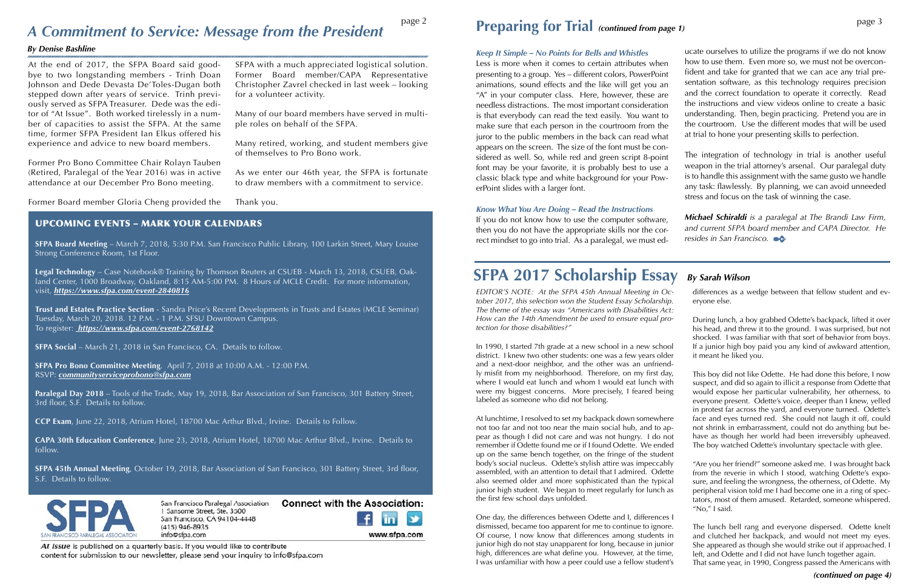# A Commitment to Service: Message from the President

*By Denise Bashline*

At the end of 2017, the SFPA Board said goodbye to two longstanding members - Trinh Doan Johnson and Dede Devasta De'Toles-Dugan both stepped down after years of service. Trinh previously served as SFPA Treasurer. Dede was the editor of "At Issue". Both worked tirelessly in a number of capacities to assist the SFPA. At the same time, former SFPA President Ian Elkus offered his experience and advice to new board members.

Former Pro Bono Committee Chair Rolayn Tauben (Retired, Paralegal of the Year 2016) was in active attendance at our December Pro Bono meeting.

Former Board member Gloria Cheng provided the SFPA with a much appreciated logistical solution. Former Board member/CAPA Representative Christopher Zavrel checked in last week – looking for a volunteer activity.

Many of our board members have served in multiple roles on behalf of the SFPA.

Many retired, working, and student members give of themselves to Pro Bono work.

As we enter our 46th year, the SFPA is fortunate to draw members with a commitment to service.

Thank you.

## UPCOMING EVENTS – MARK YOUR CALENDARS

**SFPA Board Meeting** – March 7, 2018, 5:30 P.M. San Francisco Public Library, 100 Larkin Street, Mary Louise Strong Conference Room, 1st Floor.

**Legal Technology** – Case Notebook® Training by Thomson Reuters at CSUEB - March 13, 2018, CSUEB, Oakland Center, 1000 Broadway, Oakland, 8:15 AM-5:00 PM. 8 Hours of MCLE Credit. For more information, visit, ***https://www.sfpa.com/event-2840816***

**Trust and Estates Practice Section** - Sandra Price's Recent Developments in Trusts and Estates (MCLE Seminar) Tuesday, March 20, 2018. 12 P.M. - 1 P.M. SFSU Downtown Campus.
To register: ***https://www.sfpa.com/event-2768142***

**SFPA Social** – March 21, 2018 in San Francisco, CA. Details to follow.

**SFPA Pro Bono Committee Meeting**. April 7, 2018 at 10:00 A.M. - 12:00 P.M.
RSVP: ***communityserviceprobono@sfpa.com***

**Paralegal Day 2018** – Tools of the Trade, May 19, 2018, Bar Association of San Francisco, 301 Battery Street, 3rd floor, S.F. Details to follow.

**CCP Exam**, June 22, 2018, Atrium Hotel, 18700 Mac Arthur Blvd., Irvine. Details to Follow.

**CAPA 30th Education Conference**, June 23, 2018, Atrium Hotel, 18700 Mac Arthur Blvd., Irvine. Details to follow.

**SFPA 45th Annual Meeting**, October 19, 2018, Bar Association of San Francisco, 301 Battery Street, 3rd floor, S.F. Details to follow.

SFPA
SAN FRANCISCO PARALEGAL ASSOCIATION

San Francisco Paralegal Association
1 Sansome Street, Ste. 3500
San Francisco, CA 94104-4448
(415) 946-8935
info@sfpa.com

**Connect with the Association:**

www.sfpa.com

*At Issue* is published on a quarterly basis. If you would like to contribute content for submission to our newsletter, please send your inquiry to info@sfpa.com

# Preparing for Trial *(continued from page 1)*

***Keep It Simple – No Points for Bells and Whistles***

Less is more when it comes to certain attributes when presenting to a group. Yes – different colors, PowerPoint animations, sound effects and the like will get you an "A" in your computer class. Here, however, these are needless distractions. The most important consideration is that everybody can read the text easily. You want to make sure that each person in the courtroom from the juror to the public members in the back can read what appears on the screen. The size of the font must be considered as well. So, while red and green script 8-point font may be your favorite, it is probably best to use a classic black type and white background for your PowerPoint slides with a larger font.

***Know What You Are Doing – Read the Instructions***

If you do not know how to use the computer software, then you do not have the appropriate skills nor the correct mindset to go into trial. As a paralegal, we must educate ourselves to utilize the programs if we do not know how to use them. Even more so, we must not be overconfident and take for granted that we can ace any trial presentation software, as this technology requires precision and the correct foundation to operate it correctly. Read the instructions and view videos online to create a basic understanding. Then, begin practicing. Pretend you are in the courtroom. Use the different modes that will be used at trial to hone your presenting skills to perfection.

The integration of technology in trial is another useful weapon in the trial attorney's arsenal. Our paralegal duty is to handle this assignment with the same gusto we handle any task: flawlessly. By planning, we can avoid unneeded stress and focus on the task of winning the case.

***Michael Schiraldi*** *is a paralegal at The Brandi Law Firm, and current SFPA board member and CAPA Director. He resides in San Francisco.*

# SFPA 2017 Scholarship Essay

***By Sarah Wilson***

*EDITOR'S NOTE: At the SFPA 45th Annual Meeting in October 2017, this selection won the Student Essay Scholarship. The theme of the essay was "Americans with Disabilities Act: How can the 14th Amendment be used to ensure equal protection for those disabilities?"*

In 1990, I started 7th grade at a new school in a new school district. I knew two other students: one was a few years older and a next-door neighbor, and the other was an unfriendly misfit from my neighborhood. Therefore, on my first day, where I would eat lunch and whom I would eat lunch with were my biggest concerns. More precisely, I feared being labeled as someone who did not belong.

At lunchtime, I resolved to set my backpack down somewhere not too far and not too near the main social hub, and to appear as though I did not care and was not hungry. I do not remember if Odette found me or if I found Odette. We ended up on the same bench together, on the fringe of the student body's social nucleus. Odette's stylish attire was impeccably assembled, with an attention to detail that I admired. Odette also seemed older and more sophisticated than the typical junior high student. We began to meet regularly for lunch as the first few school days unfolded.

One day, the differences between Odette and I, differences I dismissed, became too apparent for me to continue to ignore. Of course, I now know that differences among students in junior high do not stay unapparent for long, because in junior high, differences are what define you. However, at the time, I was unfamiliar with how a peer could use a fellow student's differences as a wedge between that fellow student and everyone else.

During lunch, a boy grabbed Odette's backpack, lifted it over his head, and threw it to the ground. I was surprised, but not shocked. I was familiar with that sort of behavior from boys. If a junior high boy paid you any kind of awkward attention, it meant he liked you.

This boy did not like Odette. He had done this before, I now suspect, and did so again to illicit a response from Odette that would expose her particular vulnerability, her otherness, to everyone present. Odette's voice, deeper than I knew, yelled in protest far across the yard, and everyone turned. Odette's face and eyes turned red. She could not laugh it off, could not shrink in embarrassment, could not do anything but behave as though her world had been irreversibly upheaved. The boy watched Odette's involuntary spectacle with glee.

"Are you her friend?" someone asked me. I was brought back from the reverie in which I stood, watching Odette's exposure, and feeling the wrongness, the otherness, of Odette. My peripheral vision told me I had become one in a ring of spectators, most of them amused. Retarded, someone whispered. "No," I said.

The lunch bell rang and everyone dispersed. Odette knelt and clutched her backpack, and would not meet my eyes. She appeared as though she would strike out if approached. I left, and Odette and I did not have lunch together again.
That same year, in 1990, Congress passed the Americans with

***(continued on page 4)***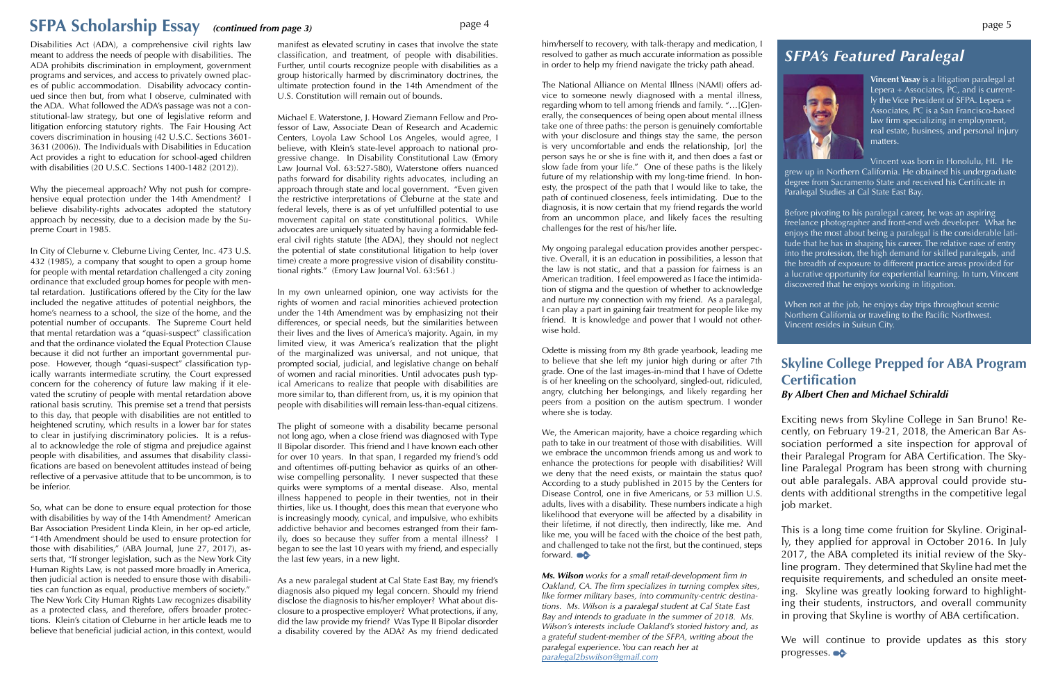# SFPA Scholarship Essay *(continued from page 3)*

Disabilities Act (ADA), a comprehensive civil rights law meant to address the needs of people with disabilities. The ADA prohibits discrimination in employment, government programs and services, and access to privately owned places of public accommodation. Disability advocacy continued since then but, from what I observe, culminated with the ADA. What followed the ADA's passage was not a constitutional-law strategy, but one of legislative reform and litigation enforcing statutory rights. The Fair Housing Act covers discrimination in housing (42 U.S.C. Sections 3601-3631 (2006)). The Individuals with Disabilities in Education Act provides a right to education for school-aged children with disabilities (20 U.S.C. Sections 1400-1482 (2012)).

Why the piecemeal approach? Why not push for comprehensive equal protection under the 14th Amendment? I believe disability-rights advocates adopted the statutory approach by necessity, due to a decision made by the Supreme Court in 1985.

In City of Cleburne v. Cleburne Living Center, Inc. 473 U.S. 432 (1985), a company that sought to open a group home for people with mental retardation challenged a city zoning ordinance that excluded group homes for people with mental retardation. Justifications offered by the City for the law included the negative attitudes of potential neighbors, the home's nearness to a school, the size of the home, and the potential number of occupants. The Supreme Court held that mental retardation was a "quasi-suspect" classification and that the ordinance violated the Equal Protection Clause because it did not further an important governmental purpose. However, though "quasi-suspect" classification typically warrants intermediate scrutiny, the Court expressed concern for the coherency of future law making if it elevated the scrutiny of people with mental retardation above rational basis scrutiny. This premise set a trend that persists to this day, that people with disabilities are not entitled to heightened scrutiny, which results in a lower bar for states to clear in justifying discriminatory policies. It is a refusal to acknowledge the role of stigma and prejudice against people with disabilities, and assumes that disability classifications are based on benevolent attitudes instead of being reflective of a pervasive attitude that to be uncommon, is to be inferior.

So, what can be done to ensure equal protection for those with disabilities by way of the 14th Amendment? American Bar Association President Linda Klein, in her op-ed article, "14th Amendment should be used to ensure protection for those with disabilities," (ABA Journal, June 27, 2017), asserts that, "If stronger legislation, such as the New York City Human Rights Law, is not passed more broadly in America, then judicial action is needed to ensure those with disabilities can function as equal, productive members of society." The New York City Human Rights Law recognizes disability as a protected class, and therefore, offers broader protections. Klein's citation of Cleburne in her article leads me to believe that beneficial judicial action, in this context, would manifest as elevated scrutiny in cases that involve the state classification, and treatment, of people with disabilities. Further, until courts recognize people with disabilities as a group historically harmed by discriminatory doctrines, the ultimate protection found in the 14th Amendment of the U.S. Constitution will remain out of bounds.

Michael E. Waterstone, J. Howard Ziemann Fellow and Professor of Law, Associate Dean of Research and Academic Centers, Loyola Law School Los Angeles, would agree, I believe, with Klein's state-level approach to national progressive change. In Disability Constitutional Law (Emory Law Journal Vol. 63:527-580), Waterstone offers nuanced paths forward for disability rights advocates, including an approach through state and local government. "Even given the restrictive interpretations of Cleburne at the state and federal levels, there is as of yet unfulfilled potential to use movement capital on state constitutional politics. While advocates are uniquely situated by having a formidable federal civil rights statute [the ADA], they should not neglect the potential of state constitutional litigation to help (over time) create a more progressive vision of disability constitutional rights." (Emory Law Journal Vol. 63:561.)

In my own unlearned opinion, one way activists for the rights of women and racial minorities achieved protection under the 14th Amendment was by emphasizing not their differences, or special needs, but the similarities between their lives and the lives of America's majority. Again, in my limited view, it was America's realization that the plight of the marginalized was universal, and not unique, that prompted social, judicial, and legislative change on behalf of women and racial minorities. Until advocates push typical Americans to realize that people with disabilities are more similar to, than different from, us, it is my opinion that people with disabilities will remain less-than-equal citizens.

The plight of someone with a disability became personal not long ago, when a close friend was diagnosed with Type II Bipolar disorder. This friend and I have known each other for over 10 years. In that span, I regarded my friend's odd and oftentimes off-putting behavior as quirks of an otherwise compelling personality. I never suspected that these quirks were symptoms of a mental disease. Also, mental illness happened to people in their twenties, not in their thirties, like us. I thought, does this mean that everyone who is increasingly moody, cynical, and impulsive, who exhibits addictive behavior and becomes estranged from their family, does so because they suffer from a mental illness? I began to see the last 10 years with my friend, and especially the last few years, in a new light.

As a new paralegal student at Cal State East Bay, my friend's diagnosis also piqued my legal concern. Should my friend disclose the diagnosis to his/her employer? What about disclosure to a prospective employer? What protections, if any, did the law provide my friend? Was Type II Bipolar disorder a disability covered by the ADA? As my friend dedicated him/herself to recovery, with talk-therapy and medication, I resolved to gather as much accurate information as possible in order to help my friend navigate the tricky path ahead.

The National Alliance on Mental Illness (NAMI) offers advice to someone newly diagnosed with a mental illness, regarding whom to tell among friends and family. "…[G]enerally, the consequences of being open about mental illness take one of three paths: the person is genuinely comfortable with your disclosure and things stay the same, the person is very uncomfortable and ends the relationship, [or] the person says he or she is fine with it, and then does a fast or slow fade from your life." One of these paths is the likely future of my relationship with my long-time friend. In honesty, the prospect of the path that I would like to take, the path of continued closeness, feels intimidating. Due to the diagnosis, it is now certain that my friend regards the world from an uncommon place, and likely faces the resulting challenges for the rest of his/her life.

My ongoing paralegal education provides another perspective. Overall, it is an education in possibilities, a lesson that the law is not static, and that a passion for fairness is an American tradition. I feel empowered as I face the intimidation of stigma and the question of whether to acknowledge and nurture my connection with my friend. As a paralegal, I can play a part in gaining fair treatment for people like my friend. It is knowledge and power that I would not otherwise hold.

Odette is missing from my 8th grade yearbook, leading me to believe that she left my junior high during or after 7th grade. One of the last images-in-mind that I have of Odette is of her kneeling on the schoolyard, singled-out, ridiculed, angry, clutching her belongings, and likely regarding her peers from a position on the autism spectrum. I wonder where she is today.

We, the American majority, have a choice regarding which path to take in our treatment of those with disabilities. Will we embrace the uncommon friends among us and work to enhance the protections for people with disabilities? Will we deny that the need exists, or maintain the status quo? According to a study published in 2015 by the Centers for Disease Control, one in five Americans, or 53 million U.S. adults, lives with a disability. These numbers indicate a high likelihood that everyone will be affected by a disability in their lifetime, if not directly, then indirectly, like me. And like me, you will be faced with the choice of the best path, and challenged to take not the first, but the continued, steps forward.

*Ms. Wilson works for a small retail-development firm in Oakland, CA. The firm specializes in turning complex sites, like former military bases, into community-centric destinations. Ms. Wilson is a paralegal student at Cal State East Bay and intends to graduate in the summer of 2018. Ms. Wilson's interests include Oakland's storied history and, as a grateful student-member of the SFPA, writing about the paralegal experience. You can reach her at paralegal2bswilson@gmail.com*

# SFPA's Featured Paralegal

**Vincent Yasay** is a litigation paralegal at Lepera + Associates, PC, and is currently the Vice President of SFPA. Lepera + Associates, PC is a San Francisco-based law firm specializing in employment, real estate, business, and personal injury matters.

Vincent was born in Honolulu, HI. He grew up in Northern California. He obtained his undergraduate degree from Sacramento State and received his Certificate in Paralegal Studies at Cal State East Bay.

Before pivoting to his paralegal career, he was an aspiring freelance photographer and front-end web developer. What he enjoys the most about being a paralegal is the considerable latitude that he has in shaping his career. The relative ease of entry into the profession, the high demand for skilled paralegals, and the breadth of exposure to different practice areas provided for a lucrative opportunity for experiential learning. In turn, Vincent discovered that he enjoys working in litigation.

When not at the job, he enjoys day trips throughout scenic Northern California or traveling to the Pacific Northwest. Vincent resides in Suisun City.

## Skyline College Prepped for ABA Program Certification

### *By Albert Chen and Michael Schiraldi*

Exciting news from Skyline College in San Bruno! Recently, on February 19-21, 2018, the American Bar Association performed a site inspection for approval of their Paralegal Program for ABA Certification. The Skyline Paralegal Program has been strong with churning out able paralegals. ABA approval could provide students with additional strengths in the competitive legal job market.

This is a long time come fruition for Skyline. Originally, they applied for approval in October 2016. In July 2017, the ABA completed its initial review of the Skyline program. They determined that Skyline had met the requisite requirements, and scheduled an onsite meeting. Skyline was greatly looking forward to highlighting their students, instructors, and overall community in proving that Skyline is worthy of ABA certification.

We will continue to provide updates as this story progresses.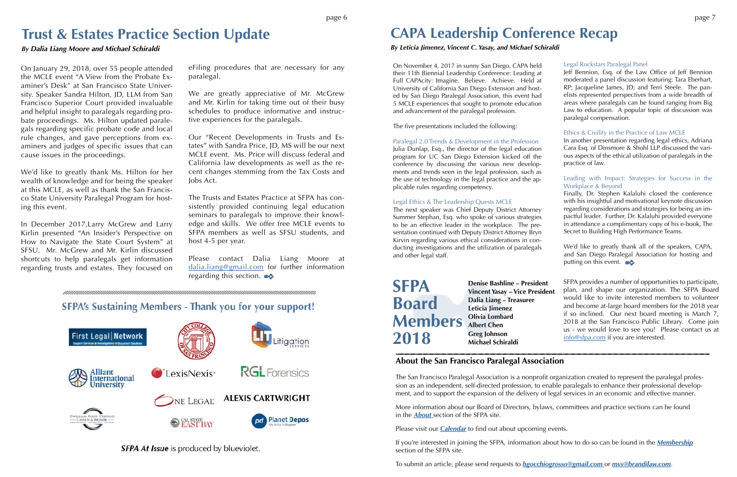# Trust & Estates Practice Section Update

***By Dalia Liang Moore and Michael Schiraldi***

On January 29, 2018, over 55 people attended the MCLE event "A View from the Probate Examiner's Desk" at San Francisco State University. Speaker Sandra Hilton, JD, LLM from San Francisco Superior Court provided invaluable and helpful insight to paralegals regarding probate proceedings. Ms. Hilton updated paralegals regarding specific probate code and local rule changes, and gave perceptions from examiners and judges of specific issues that can cause issues in the proceedings.

We'd like to greatly thank Ms. Hilton for her wealth of knowledge and for being the speaker at this MCLE, as well as thank the San Francisco State University Paralegal Program for hosting this event.

In December 2017,Larry McGrew and Larry Kirlin presented "An Insider's Perspective on How to Navigate the State Court System" at SFSU. Mr. McGrew and Mr. Kirlin discussed shortcuts to help paralegals get information regarding trusts and estates. They focused on eFiling procedures that are necessary for any paralegal.

We are greatly appreciative of Mr. McGrew and Mr. Kirlin for taking time out of their busy schedules to produce informative and instructive experiences for the paralegals.

Our "Recent Developments in Trusts and Estates" with Sandra Price, JD, MS will be our next MCLE event. Ms. Price will discuss federal and California law developments as well as the recent changes stemming from the Tax Costs and Jobs Act.

The Trusts and Estates Practice at SFPA has consistently provided continuing legal education seminars to paralegals to improve their knowledge and skills. We offer free MCLE events to SFPA members as well as SFSU students, and host 4-5 per year.

Please contact Dalia Liang Moore at dalia.liang@gmail.com for further information regarding this section.

## SFPA's Sustaining Members - Thank you for your support!

First Legal Network

City College of San Francisco

Litigation Services

Alliant International University

LexisNexis

RGL Forensics

One Legal

Alexis Cartwright

Gwilliam Ivary Chiosso Cavalli & Brewer

Cal State East Bay

Planet Depos

***SFPA At Issue*** is produced by blueviolet.

# CAPA Leadership Conference Recap

***By Leticia Jimenez, Vincent C. Yasay, and Michael Schiraldi***

On November 4, 2017 in sunny San Diego, CAPA held their 11th Biennial Leadership Conference: Leading at Full CAPAcity: Imagine. Believe. Achieve. Held at University of California San Diego Extension and hosted by San Diego Paralegal Association, this event had 5 MCLE experiences that sought to promote education and advancement of the paralegal profession.

The five presentations included the following:

**Paralegal 2.0 Trends & Development in the Profession**
Julia Dunlap, Esq., the director of the legal education program for UC San Diego Extension kicked off the conference by discussing the various new developments and trends seen in the legal profession, such as the use of technology in the legal practice and the applicable rules regarding competency.

**Legal Ethics & The Leadership Quests MCLE**
The next speaker was Chief Deputy District Attorney Summer Stephan, Esq. who spoke of various strategies to be an effective leader in the workplace. The presentation continued with Deputy District Attorney Bryn Kirvin regarding various ethical considerations in conducting investigations and the utilization of paralegals and other legal staff.

**Legal Rockstars Paralegal Panel**
Jeff Bennion, Esq. of the Law Office of Jeff Bennion moderated a panel discussion featuring: Tara Eberhart, RP; Jacqueline James, JD; and Terri Steele. The panelists represented perspectives from a wide breadth of areas where paralegals can be found ranging from Big Law to education. A popular topic of discussion was paralegal compensation.

**Ethics & Civility in the Practice of Law MCLE**
In another presentation regarding legal ethics, Adriana Cara Esq. of Dinsmore & Shohl LLP discussed the various aspects of the ethical utilization of paralegals in the practice of law.

**Leading with Impact: Strategies for Success in the Workplace & Beyond**
Finally, Dr. Stephen Kalaluhi closed the conference with his insightful and motivational keynote discussion regarding considerations and strategies for being an impactful leader. Further, Dr. Kalaluhi provided everyone in attendance a complimentary copy of his e-book, The Secret to Building High Performance Teams.

We'd like to greatly thank all of the speakers, CAPA, and San Diego Paralegal Association for hosting and putting on this event.

## SFPA Board Members 2018

**Denise Bashline – President**
**Vincent Yasay – Vice President**
**Dalia Liang – Treasurer**
**Leticia Jimenez**
**Olivia Lombard**
**Albert Chen**
**Greg Johnson**
**Michael Schiraldi**

SFPA provides a number of opportunities to participate, plan, and shape our organization. The SFPA Board would like to invite interested members to volunteer and become at-large board members for the 2018 year if so inclined. Our next board meeting is March 7, 2018 at the San Francisco Public Library. Come join us - we would love to see you! Please contact us at info@sfpa.com if you are interested.

## About the San Francisco Paralegal Association

The San Francisco Paralegal Association is a nonprofit organization created to represent the paralegal profession as an independent, self-directed profession, to enable paralegals to enhance their professional development, and to support the expansion of the delivery of legal services in an economic and effective manner.

More information about our Board of Directors, bylaws, committees and practice sections can be found in the ***About*** section of the SFPA site.

Please visit our ***Calendar*** to find out about upcoming events.

If you're interested in joining the SFPA, information about how to do so can be found in the ***Membership*** section of the SFPA site.

To submit an article, please send requests to ***bgocchiogrosso@gmail.com*** or ***mvs@brandilaw.com***.